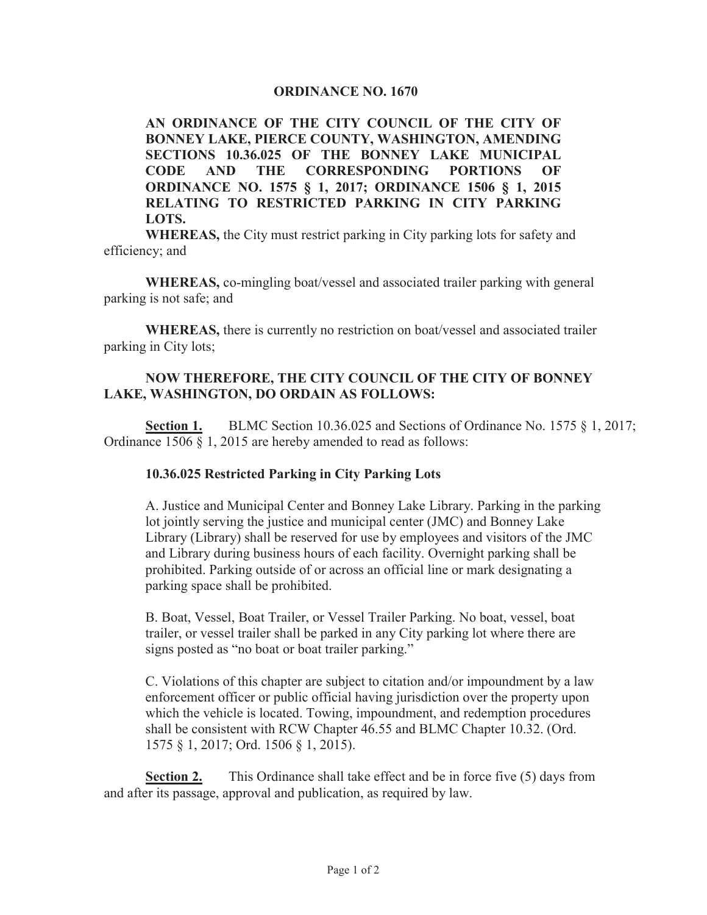# ORDINANCE NO. 1670

**AN ORDINANCE OF THE CITY COUNCIL OF THE CITY OF BONNEY LAKE, PIERCE COUNTY, WASHINGTON, AMENDING SECTIONS 10.36.025 OF THE BONNEY LAKE MUNICIPAL CODE AND THE CORRESPONDING PORTIONS OF ORDINANCE NO. 1575 § 1, 2017; ORDINANCE 1506 § 1, 2015 RELATING TO RESTRICTED PARKING IN CITY PARKING LOTS.**

**WHEREAS,** the City must restrict parking in City parking lots for safety and efficiency; and

**WHEREAS,** co-mingling boat/vessel and associated trailer parking with general parking is not safe; and

**WHEREAS,** there is currently no restriction on boat/vessel and associated trailer parking in City lots;

**NOW THEREFORE, THE CITY COUNCIL OF THE CITY OF BONNEY LAKE, WASHINGTON, DO ORDAIN AS FOLLOWS:**

**Section 1.** BLMC Section 10.36.025 and Sections of Ordinance No. 1575 § 1, 2017; Ordinance 1506 § 1, 2015 are hereby amended to read as follows:

**10.36.025 Restricted Parking in City Parking Lots**

A. Justice and Municipal Center and Bonney Lake Library. Parking in the parking lot jointly serving the justice and municipal center (JMC) and Bonney Lake Library (Library) shall be reserved for use by employees and visitors of the JMC and Library during business hours of each facility. Overnight parking shall be prohibited. Parking outside of or across an official line or mark designating a parking space shall be prohibited.

B. Boat, Vessel, Boat Trailer, or Vessel Trailer Parking. No boat, vessel, boat trailer, or vessel trailer shall be parked in any City parking lot where there are signs posted as "no boat or boat trailer parking."

C. Violations of this chapter are subject to citation and/or impoundment by a law enforcement officer or public official having jurisdiction over the property upon which the vehicle is located. Towing, impoundment, and redemption procedures shall be consistent with RCW Chapter 46.55 and BLMC Chapter 10.32. (Ord. 1575 § 1, 2017; Ord. 1506 § 1, 2015).

**Section 2.** This Ordinance shall take effect and be in force five (5) days from and after its passage, approval and publication, as required by law.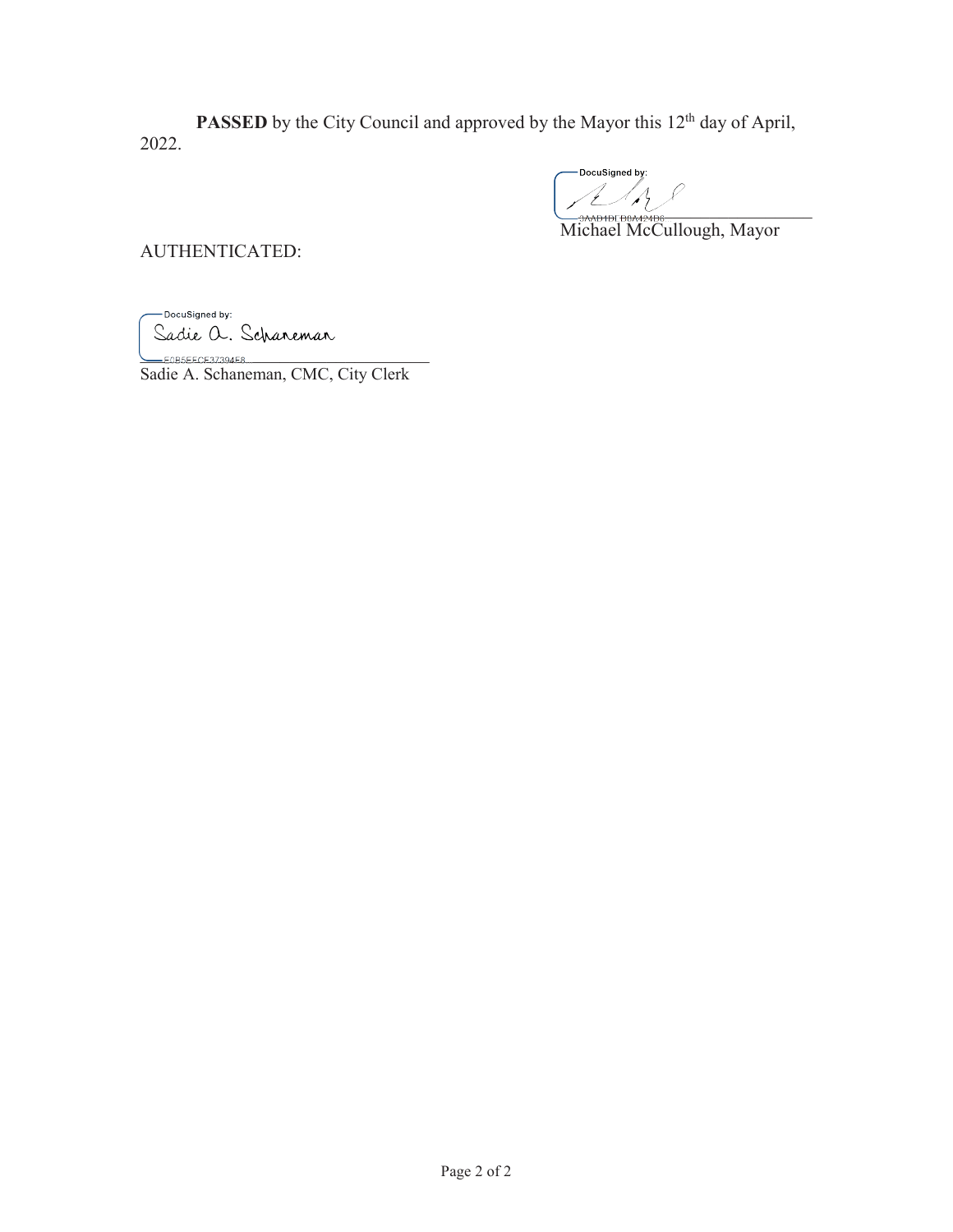**PASSED** by the City Council and approved by the Mayor this 12th day of April, 2022.

DocuSigned by:

3AAD1DEB0A424B6

Michael McCullough, Mayor

AUTHENTICATED:

DocuSigned by:

Sadie A. Schaneman

E0B5EECE37394E8

Sadie A. Schaneman, CMC, City Clerk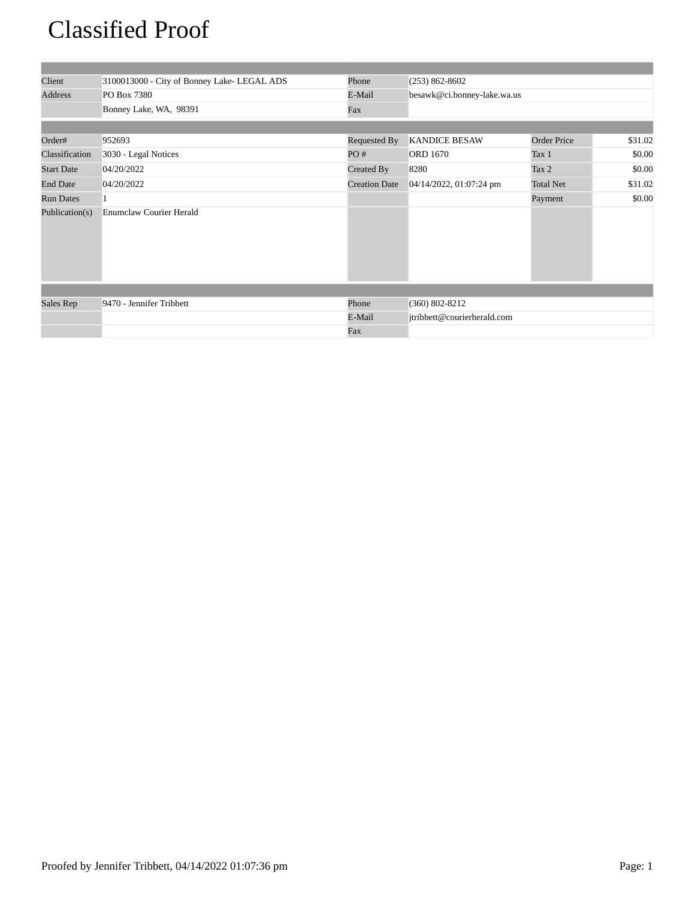# Classified Proof

| | | | | | |
|---|---|---|---|---|---|
| Client | 3100013000 - City of Bonney Lake- LEGAL ADS | Phone | (253) 862-8602 | | |
| Address | PO Box 7380 | E-Mail | besawk@ci.bonney-lake.wa.us | | |
| | Bonney Lake, WA, 98391 | Fax | | | |

| | | | | | |
|---|---|---|---|---|---|
| Order# | 952693 | Requested By | KANDICE BESAW | Order Price | $31.02 |
| Classification | 3030 - Legal Notices | PO # | ORD 1670 | Tax 1 | $0.00 |
| Start Date | 04/20/2022 | Created By | 8280 | Tax 2 | $0.00 |
| End Date | 04/20/2022 | Creation Date | 04/14/2022, 01:07:24 pm | Total Net | $31.02 |
| Run Dates | 1 | | | Payment | $0.00 |
| Publication(s) | Enumclaw Courier Herald | | | | |

| | | | |
|---|---|---|---|
| Sales Rep | 9470 - Jennifer Tribbett | Phone | (360) 802-8212 |
| | | E-Mail | jtribbett@courierherald.com |
| | | Fax | |

Proofed by Jennifer Tribbett, 04/14/2022 01:07:36 pm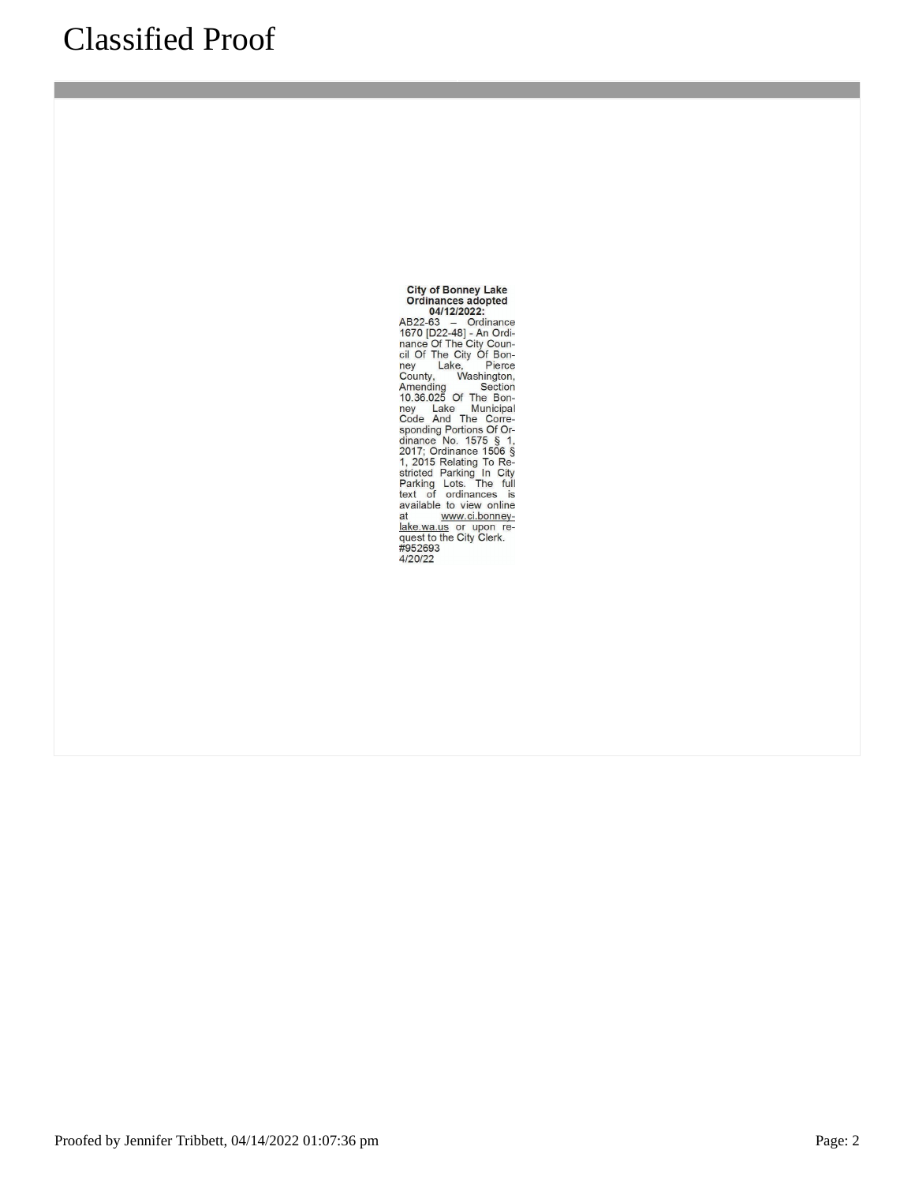# Classified Proof

**City of Bonney Lake Ordinances adopted 04/12/2022:**

AB22-63 – Ordinance 1670 [D22-48] - An Ordinance Of The City Council Of The City Of Bonney Lake, Pierce County, Washington, Amending Section 10.36.025 Of The Bonney Lake Municipal Code And The Corresponding Portions Of Ordinance No. 1575 § 1, 2017; Ordinance 1506 § 1, 2015 Relating To Restricted Parking In City Parking Lots. The full text of ordinances is available to view online at www.ci.bonney-lake.wa.us or upon request to the City Clerk.

#952693
4/20/22

Proofed by Jennifer Tribbett, 04/14/2022 01:07:36 pm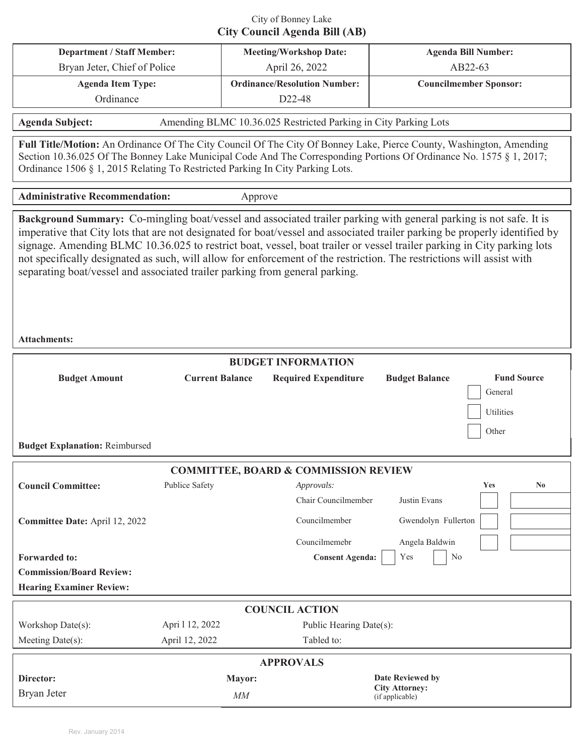City of Bonney Lake

# City Council Agenda Bill (AB)

| Department / Staff Member: | Meeting/Workshop Date: | Agenda Bill Number: |
|---|---|---|
| Bryan Jeter, Chief of Police | April 26, 2022 | AB22-63 |
| **Agenda Item Type:** | **Ordinance/Resolution Number:** | **Councilmember Sponsor:** |
| Ordinance | D22-48 | |

**Agenda Subject:** Amending BLMC 10.36.025 Restricted Parking in City Parking Lots

**Full Title/Motion:** An Ordinance Of The City Council Of The City Of Bonney Lake, Pierce County, Washington, Amending Section 10.36.025 Of The Bonney Lake Municipal Code And The Corresponding Portions Of Ordinance No. 1575 § 1, 2017; Ordinance 1506 § 1, 2015 Relating To Restricted Parking In City Parking Lots.

**Administrative Recommendation:** Approve

**Background Summary:** Co-mingling boat/vessel and associated trailer parking with general parking is not safe. It is imperative that City lots that are not designated for boat/vessel and associated trailer parking be properly identified by signage. Amending BLMC 10.36.025 to restrict boat, vessel, boat trailer or vessel trailer parking in City parking lots not specifically designated as such, will allow for enforcement of the restriction. The restrictions will assist with separating boat/vessel and associated trailer parking from general parking.

**Attachments:**

## BUDGET INFORMATION

| Budget Amount | Current Balance | Required Expenditure | Budget Balance | Fund Source |
|---|---|---|---|---|
| | | | | ☐ General |
| | | | | ☐ Utilities |
| | | | | ☐ Other |

**Budget Explanation:** Reimbursed

## COMMITTEE, BOARD & COMMISSION REVIEW

| | | | | Yes | No |
|---|---|---|---|---|---|
| **Council Committee:** | Publice Safety | *Approvals:* | | | |
| | | Chair Councilmember | Justin Evans | | |
| **Committee Date:** April 12, 2022 | | Councilmember | Gwendolyn Fullerton | | |
| | | Councilmemebr | Angela Baldwin | | |

**Forwarded to:**

**Consent Agenda:** ☐ Yes ☐ No

**Commission/Board Review:**

**Hearing Examiner Review:**

## COUNCIL ACTION

| | | | |
|---|---|---|---|
| Workshop Date(s): | Apri l 12, 2022 | Public Hearing Date(s): | |
| Meeting Date(s): | April 12, 2022 | Tabled to: | |

## APPROVALS

| Director: | Mayor: | Date Reviewed by City Attorney: (if applicable) |
|---|---|---|
| Bryan Jeter | *MM* | |

Rev. January 2014